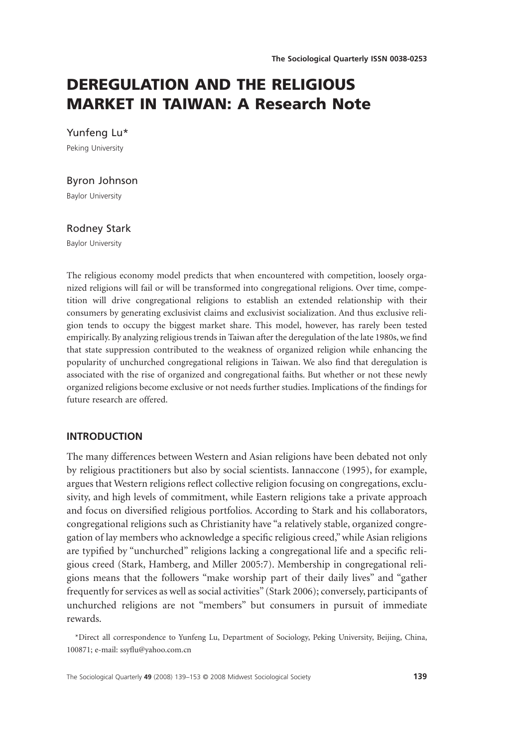# DEREGULATION AND THE RELIGIOUS MARKET IN TAIWAN: A Research Note

Yunfeng Lu*

Peking University

Byron Johnson

Baylor University

Rodney Stark

Baylor University

The religious economy model predicts that when encountered with competition, loosely organized religions will fail or will be transformed into congregational religions. Over time, competition will drive congregational religions to establish an extended relationship with their consumers by generating exclusivist claims and exclusivist socialization. And thus exclusive religion tends to occupy the biggest market share. This model, however, has rarely been tested empirically. By analyzing religious trends in Taiwan after the deregulation of the late 1980s, we find that state suppression contributed to the weakness of organized religion while enhancing the popularity of unchurched congregational religions in Taiwan. We also find that deregulation is associated with the rise of organized and congregational faiths. But whether or not these newly organized religions become exclusive or not needs further studies. Implications of the findings for future research are offered.

## INTRODUCTION

The many differences between Western and Asian religions have been debated not only by religious practitioners but also by social scientists. Iannaccone (1995), for example, argues that Western religions reflect collective religion focusing on congregations, exclusivity, and high levels of commitment, while Eastern religions take a private approach and focus on diversified religious portfolios. According to Stark and his collaborators, congregational religions such as Christianity have "a relatively stable, organized congregation of lay members who acknowledge a specific religious creed," while Asian religions are typified by "unchurched" religions lacking a congregational life and a specific religious creed (Stark, Hamberg, and Miller 2005:7). Membership in congregational religions means that the followers "make worship part of their daily lives" and "gather frequently for services as well as social activities" (Stark 2006); conversely, participants of unchurched religions are not "members" but consumers in pursuit of immediate rewards.

*Direct all correspondence to Yunfeng Lu, Department of Sociology, Peking University, Beijing, China, 100871; e-mail: ssyflu@yahoo.com.cn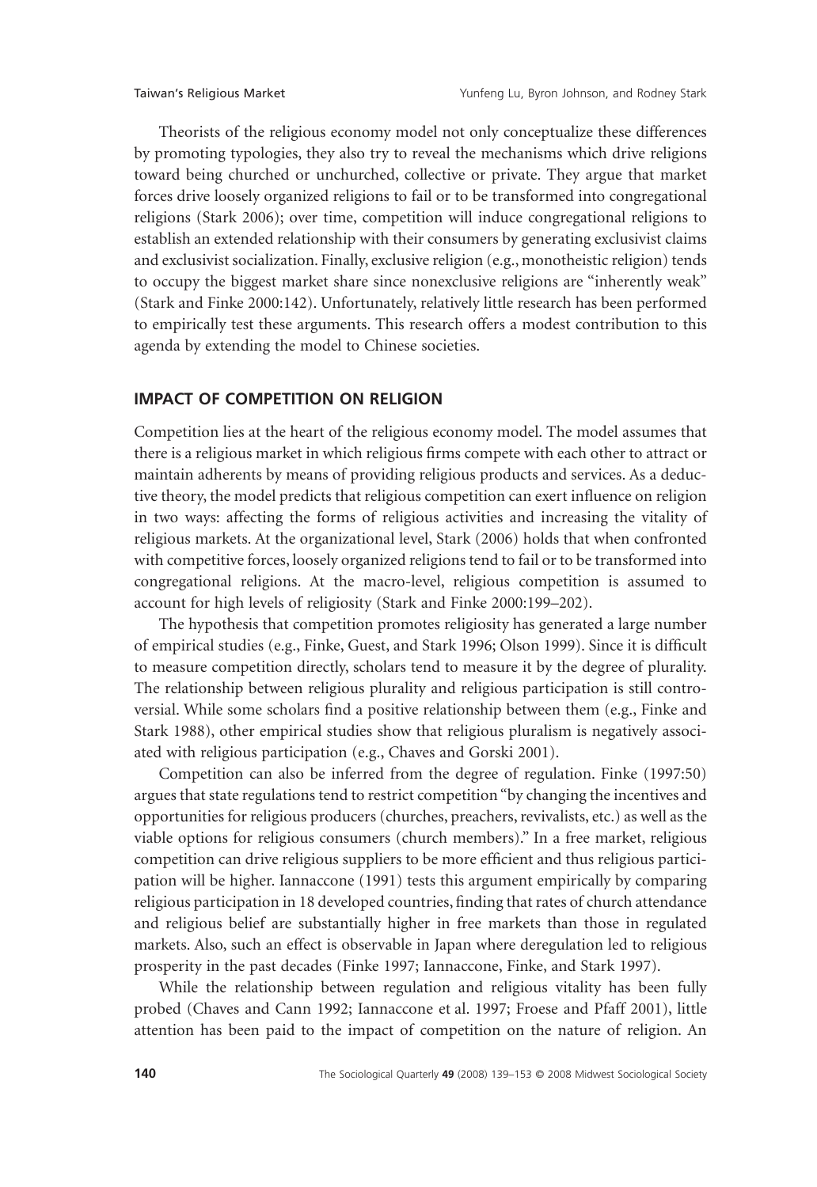Theorists of the religious economy model not only conceptualize these differences by promoting typologies, they also try to reveal the mechanisms which drive religions toward being churched or unchurched, collective or private. They argue that market forces drive loosely organized religions to fail or to be transformed into congregational religions (Stark 2006); over time, competition will induce congregational religions to establish an extended relationship with their consumers by generating exclusivist claims and exclusivist socialization. Finally, exclusive religion (e.g., monotheistic religion) tends to occupy the biggest market share since nonexclusive religions are "inherently weak" (Stark and Finke 2000:142). Unfortunately, relatively little research has been performed to empirically test these arguments. This research offers a modest contribution to this agenda by extending the model to Chinese societies.

## IMPACT OF COMPETITION ON RELIGION

Competition lies at the heart of the religious economy model. The model assumes that there is a religious market in which religious firms compete with each other to attract or maintain adherents by means of providing religious products and services. As a deductive theory, the model predicts that religious competition can exert influence on religion in two ways: affecting the forms of religious activities and increasing the vitality of religious markets. At the organizational level, Stark (2006) holds that when confronted with competitive forces, loosely organized religions tend to fail or to be transformed into congregational religions. At the macro-level, religious competition is assumed to account for high levels of religiosity (Stark and Finke 2000:199–202).

The hypothesis that competition promotes religiosity has generated a large number of empirical studies (e.g., Finke, Guest, and Stark 1996; Olson 1999). Since it is difficult to measure competition directly, scholars tend to measure it by the degree of plurality. The relationship between religious plurality and religious participation is still controversial. While some scholars find a positive relationship between them (e.g., Finke and Stark 1988), other empirical studies show that religious pluralism is negatively associated with religious participation (e.g., Chaves and Gorski 2001).

Competition can also be inferred from the degree of regulation. Finke (1997:50) argues that state regulations tend to restrict competition "by changing the incentives and opportunities for religious producers (churches, preachers, revivalists, etc.) as well as the viable options for religious consumers (church members)." In a free market, religious competition can drive religious suppliers to be more efficient and thus religious participation will be higher. Iannaccone (1991) tests this argument empirically by comparing religious participation in 18 developed countries, finding that rates of church attendance and religious belief are substantially higher in free markets than those in regulated markets. Also, such an effect is observable in Japan where deregulation led to religious prosperity in the past decades (Finke 1997; Iannaccone, Finke, and Stark 1997).

While the relationship between regulation and religious vitality has been fully probed (Chaves and Cann 1992; Iannaccone et al. 1997; Froese and Pfaff 2001), little attention has been paid to the impact of competition on the nature of religion. An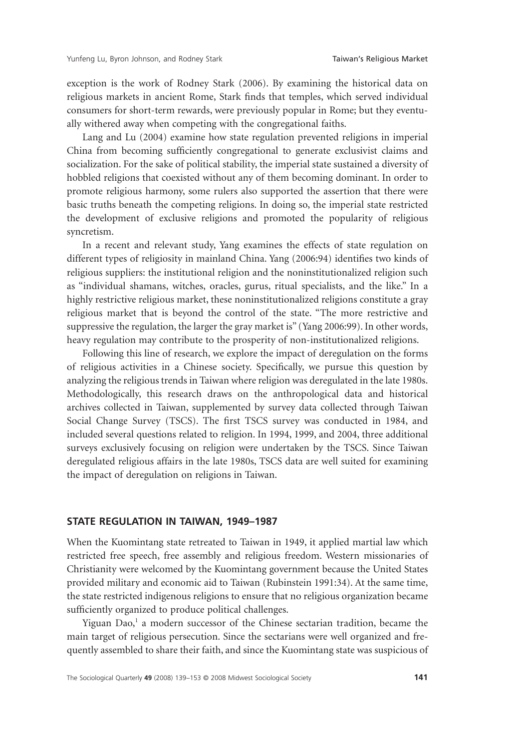exception is the work of Rodney Stark (2006). By examining the historical data on religious markets in ancient Rome, Stark finds that temples, which served individual consumers for short-term rewards, were previously popular in Rome; but they eventually withered away when competing with the congregational faiths.

Lang and Lu (2004) examine how state regulation prevented religions in imperial China from becoming sufficiently congregational to generate exclusivist claims and socialization. For the sake of political stability, the imperial state sustained a diversity of hobbled religions that coexisted without any of them becoming dominant. In order to promote religious harmony, some rulers also supported the assertion that there were basic truths beneath the competing religions. In doing so, the imperial state restricted the development of exclusive religions and promoted the popularity of religious syncretism.

In a recent and relevant study, Yang examines the effects of state regulation on different types of religiosity in mainland China. Yang (2006:94) identifies two kinds of religious suppliers: the institutional religion and the noninstitutionalized religion such as "individual shamans, witches, oracles, gurus, ritual specialists, and the like." In a highly restrictive religious market, these noninstitutionalized religions constitute a gray religious market that is beyond the control of the state. "The more restrictive and suppressive the regulation, the larger the gray market is" (Yang 2006:99). In other words, heavy regulation may contribute to the prosperity of non-institutionalized religions.

Following this line of research, we explore the impact of deregulation on the forms of religious activities in a Chinese society. Specifically, we pursue this question by analyzing the religious trends in Taiwan where religion was deregulated in the late 1980s. Methodologically, this research draws on the anthropological data and historical archives collected in Taiwan, supplemented by survey data collected through Taiwan Social Change Survey (TSCS). The first TSCS survey was conducted in 1984, and included several questions related to religion. In 1994, 1999, and 2004, three additional surveys exclusively focusing on religion were undertaken by the TSCS. Since Taiwan deregulated religious affairs in the late 1980s, TSCS data are well suited for examining the impact of deregulation on religions in Taiwan.

## STATE REGULATION IN TAIWAN, 1949–1987

When the Kuomintang state retreated to Taiwan in 1949, it applied martial law which restricted free speech, free assembly and religious freedom. Western missionaries of Christianity were welcomed by the Kuomintang government because the United States provided military and economic aid to Taiwan (Rubinstein 1991:34). At the same time, the state restricted indigenous religions to ensure that no religious organization became sufficiently organized to produce political challenges.

Yiguan Dao,[1] a modern successor of the Chinese sectarian tradition, became the main target of religious persecution. Since the sectarians were well organized and frequently assembled to share their faith, and since the Kuomintang state was suspicious of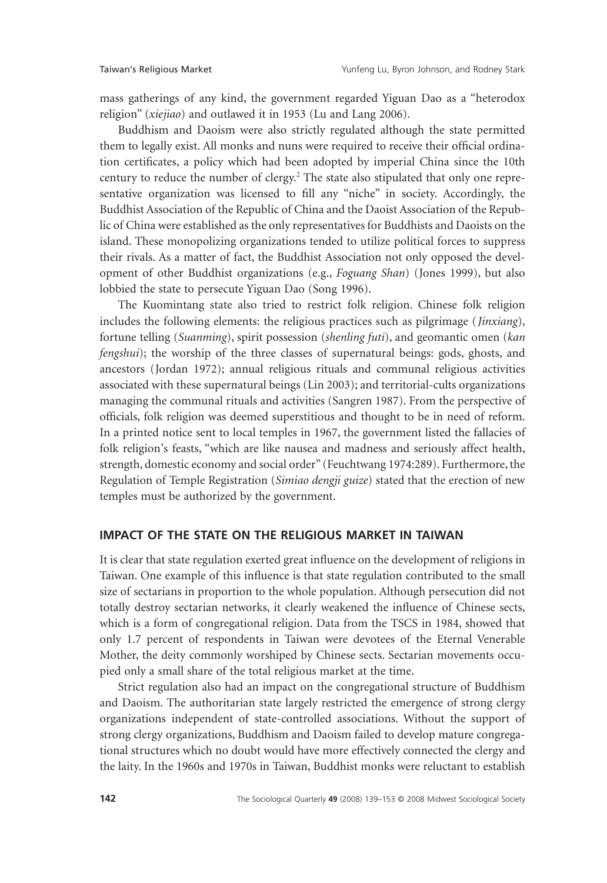mass gatherings of any kind, the government regarded Yiguan Dao as a "heterodox religion" (*xiejiao*) and outlawed it in 1953 (Lu and Lang 2006).

Buddhism and Daoism were also strictly regulated although the state permitted them to legally exist. All monks and nuns were required to receive their official ordination certificates, a policy which had been adopted by imperial China since the 10th century to reduce the number of clergy.[2] The state also stipulated that only one representative organization was licensed to fill any "niche" in society. Accordingly, the Buddhist Association of the Republic of China and the Daoist Association of the Republic of China were established as the only representatives for Buddhists and Daoists on the island. These monopolizing organizations tended to utilize political forces to suppress their rivals. As a matter of fact, the Buddhist Association not only opposed the development of other Buddhist organizations (e.g., *Foguang Shan*) (Jones 1999), but also lobbied the state to persecute Yiguan Dao (Song 1996).

The Kuomintang state also tried to restrict folk religion. Chinese folk religion includes the following elements: the religious practices such as pilgrimage (*Jinxiang*), fortune telling (*Suanming*), spirit possession (*shenling futi*), and geomantic omen (*kan fengshui*); the worship of the three classes of supernatural beings: gods, ghosts, and ancestors (Jordan 1972); annual religious rituals and communal religious activities associated with these supernatural beings (Lin 2003); and territorial-cults organizations managing the communal rituals and activities (Sangren 1987). From the perspective of officials, folk religion was deemed superstitious and thought to be in need of reform. In a printed notice sent to local temples in 1967, the government listed the fallacies of folk religion's feasts, "which are like nausea and madness and seriously affect health, strength, domestic economy and social order" (Feuchtwang 1974:289). Furthermore, the Regulation of Temple Registration (*Simiao dengji guize*) stated that the erection of new temples must be authorized by the government.

## IMPACT OF THE STATE ON THE RELIGIOUS MARKET IN TAIWAN

It is clear that state regulation exerted great influence on the development of religions in Taiwan. One example of this influence is that state regulation contributed to the small size of sectarians in proportion to the whole population. Although persecution did not totally destroy sectarian networks, it clearly weakened the influence of Chinese sects, which is a form of congregational religion. Data from the TSCS in 1984, showed that only 1.7 percent of respondents in Taiwan were devotees of the Eternal Venerable Mother, the deity commonly worshiped by Chinese sects. Sectarian movements occupied only a small share of the total religious market at the time.

Strict regulation also had an impact on the congregational structure of Buddhism and Daoism. The authoritarian state largely restricted the emergence of strong clergy organizations independent of state-controlled associations. Without the support of strong clergy organizations, Buddhism and Daoism failed to develop mature congregational structures which no doubt would have more effectively connected the clergy and the laity. In the 1960s and 1970s in Taiwan, Buddhist monks were reluctant to establish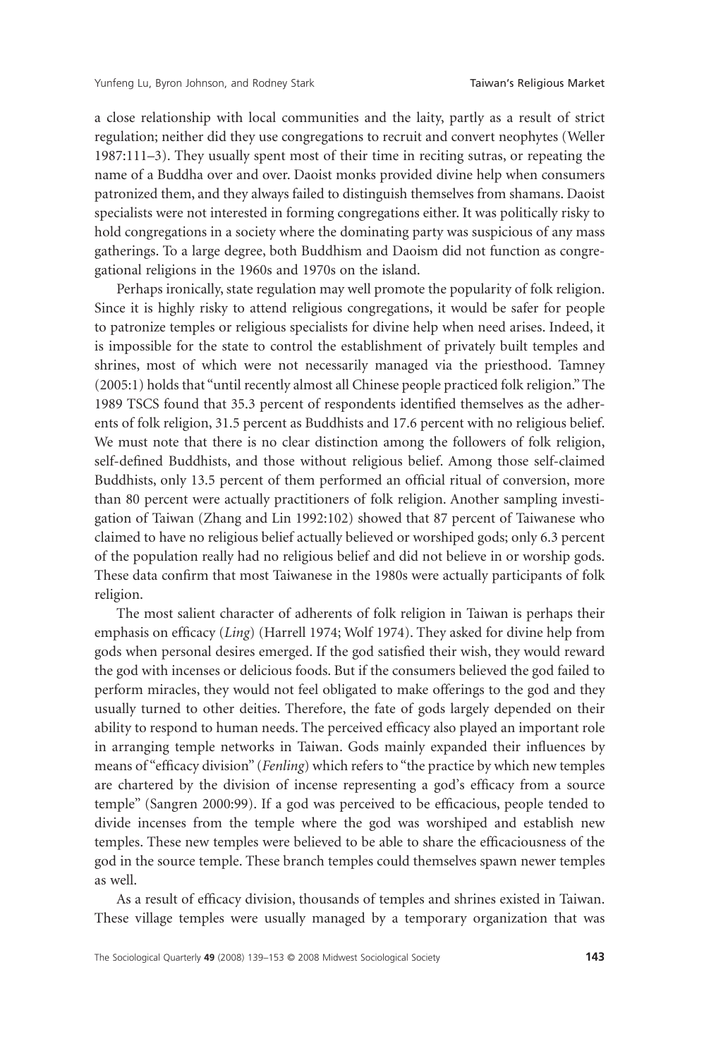a close relationship with local communities and the laity, partly as a result of strict regulation; neither did they use congregations to recruit and convert neophytes (Weller 1987:111–3). They usually spent most of their time in reciting sutras, or repeating the name of a Buddha over and over. Daoist monks provided divine help when consumers patronized them, and they always failed to distinguish themselves from shamans. Daoist specialists were not interested in forming congregations either. It was politically risky to hold congregations in a society where the dominating party was suspicious of any mass gatherings. To a large degree, both Buddhism and Daoism did not function as congregational religions in the 1960s and 1970s on the island.

Perhaps ironically, state regulation may well promote the popularity of folk religion. Since it is highly risky to attend religious congregations, it would be safer for people to patronize temples or religious specialists for divine help when need arises. Indeed, it is impossible for the state to control the establishment of privately built temples and shrines, most of which were not necessarily managed via the priesthood. Tamney (2005:1) holds that "until recently almost all Chinese people practiced folk religion." The 1989 TSCS found that 35.3 percent of respondents identified themselves as the adherents of folk religion, 31.5 percent as Buddhists and 17.6 percent with no religious belief. We must note that there is no clear distinction among the followers of folk religion, self-defined Buddhists, and those without religious belief. Among those self-claimed Buddhists, only 13.5 percent of them performed an official ritual of conversion, more than 80 percent were actually practitioners of folk religion. Another sampling investigation of Taiwan (Zhang and Lin 1992:102) showed that 87 percent of Taiwanese who claimed to have no religious belief actually believed or worshiped gods; only 6.3 percent of the population really had no religious belief and did not believe in or worship gods. These data confirm that most Taiwanese in the 1980s were actually participants of folk religion.

The most salient character of adherents of folk religion in Taiwan is perhaps their emphasis on efficacy (*Ling*) (Harrell 1974; Wolf 1974). They asked for divine help from gods when personal desires emerged. If the god satisfied their wish, they would reward the god with incenses or delicious foods. But if the consumers believed the god failed to perform miracles, they would not feel obligated to make offerings to the god and they usually turned to other deities. Therefore, the fate of gods largely depended on their ability to respond to human needs. The perceived efficacy also played an important role in arranging temple networks in Taiwan. Gods mainly expanded their influences by means of "efficacy division" (*Fenling*) which refers to "the practice by which new temples are chartered by the division of incense representing a god's efficacy from a source temple" (Sangren 2000:99). If a god was perceived to be efficacious, people tended to divide incenses from the temple where the god was worshiped and establish new temples. These new temples were believed to be able to share the efficaciousness of the god in the source temple. These branch temples could themselves spawn newer temples as well.

As a result of efficacy division, thousands of temples and shrines existed in Taiwan. These village temples were usually managed by a temporary organization that was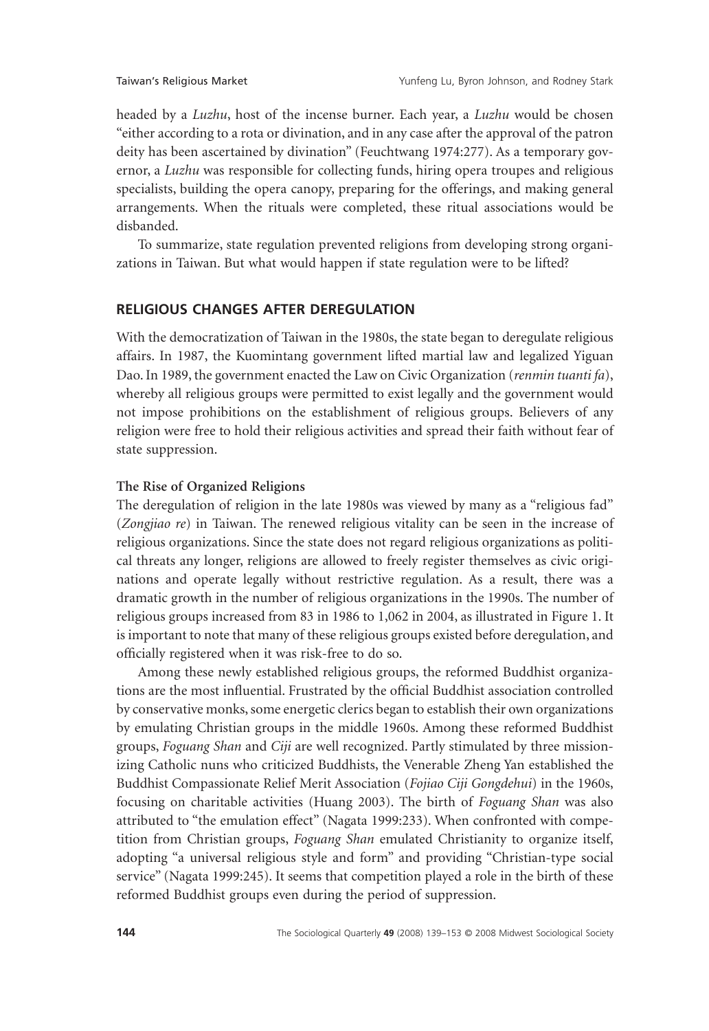headed by a *Luzhu*, host of the incense burner. Each year, a *Luzhu* would be chosen "either according to a rota or divination, and in any case after the approval of the patron deity has been ascertained by divination" (Feuchtwang 1974:277). As a temporary governor, a *Luzhu* was responsible for collecting funds, hiring opera troupes and religious specialists, building the opera canopy, preparing for the offerings, and making general arrangements. When the rituals were completed, these ritual associations would be disbanded.

To summarize, state regulation prevented religions from developing strong organizations in Taiwan. But what would happen if state regulation were to be lifted?

## RELIGIOUS CHANGES AFTER DEREGULATION

With the democratization of Taiwan in the 1980s, the state began to deregulate religious affairs. In 1987, the Kuomintang government lifted martial law and legalized Yiguan Dao. In 1989, the government enacted the Law on Civic Organization (*renmin tuanti fa*), whereby all religious groups were permitted to exist legally and the government would not impose prohibitions on the establishment of religious groups. Believers of any religion were free to hold their religious activities and spread their faith without fear of state suppression.

### The Rise of Organized Religions

The deregulation of religion in the late 1980s was viewed by many as a "religious fad" (*Zongjiao re*) in Taiwan. The renewed religious vitality can be seen in the increase of religious organizations. Since the state does not regard religious organizations as political threats any longer, religions are allowed to freely register themselves as civic originations and operate legally without restrictive regulation. As a result, there was a dramatic growth in the number of religious organizations in the 1990s. The number of religious groups increased from 83 in 1986 to 1,062 in 2004, as illustrated in Figure 1. It is important to note that many of these religious groups existed before deregulation, and officially registered when it was risk-free to do so.

Among these newly established religious groups, the reformed Buddhist organizations are the most influential. Frustrated by the official Buddhist association controlled by conservative monks, some energetic clerics began to establish their own organizations by emulating Christian groups in the middle 1960s. Among these reformed Buddhist groups, *Foguang Shan* and *Ciji* are well recognized. Partly stimulated by three missionizing Catholic nuns who criticized Buddhists, the Venerable Zheng Yan established the Buddhist Compassionate Relief Merit Association (*Fojiao Ciji Gongdehui*) in the 1960s, focusing on charitable activities (Huang 2003). The birth of *Foguang Shan* was also attributed to "the emulation effect" (Nagata 1999:233). When confronted with competition from Christian groups, *Foguang Shan* emulated Christianity to organize itself, adopting "a universal religious style and form" and providing "Christian-type social service" (Nagata 1999:245). It seems that competition played a role in the birth of these reformed Buddhist groups even during the period of suppression.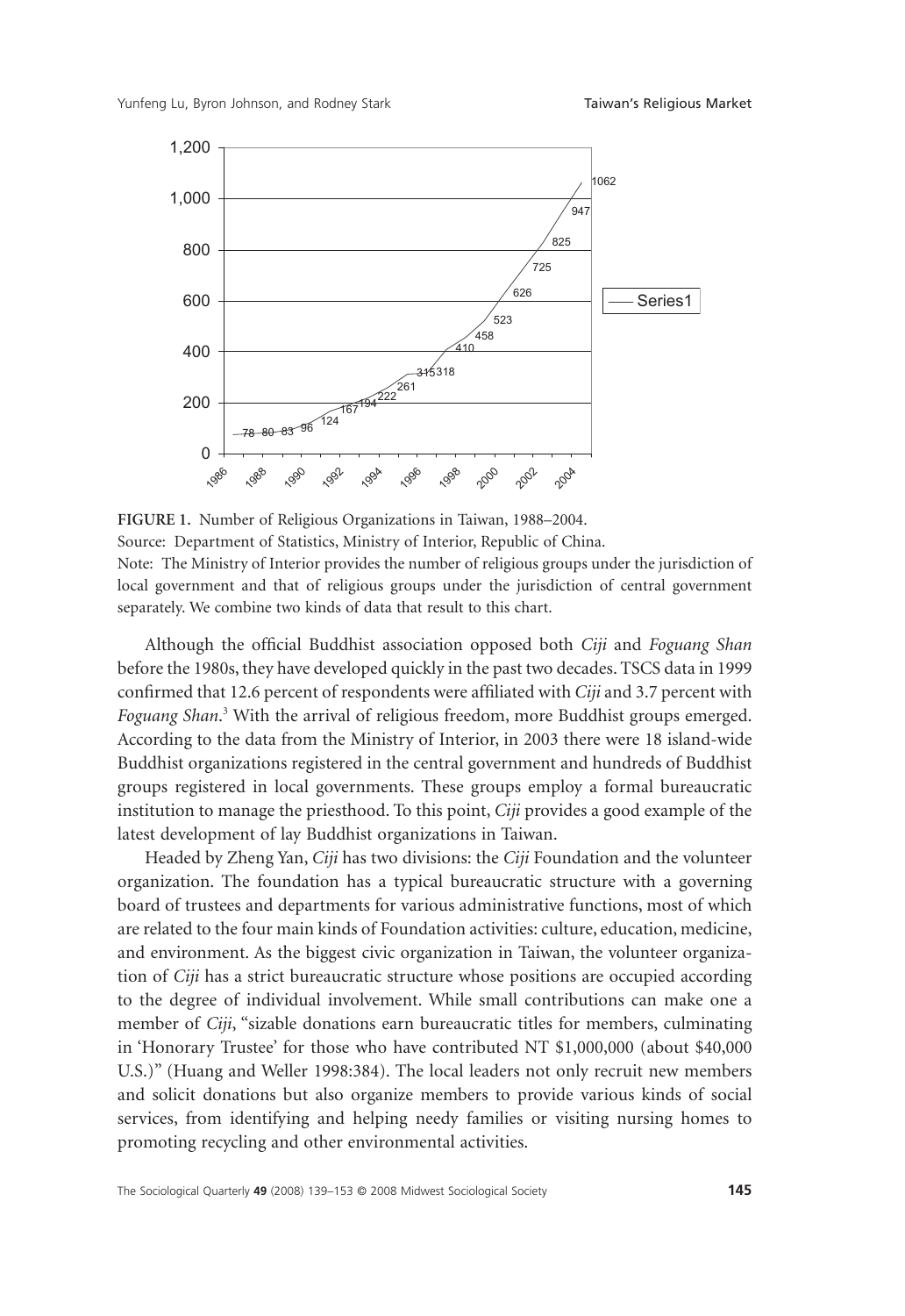**FIGURE 1.** Number of Religious Organizations in Taiwan, 1988–2004.

Source: Department of Statistics, Ministry of Interior, Republic of China.

Note: The Ministry of Interior provides the number of religious groups under the jurisdiction of local government and that of religious groups under the jurisdiction of central government separately. We combine two kinds of data that result to this chart.

Although the official Buddhist association opposed both *Ciji* and *Foguang Shan* before the 1980s, they have developed quickly in the past two decades. TSCS data in 1999 confirmed that 12.6 percent of respondents were affiliated with *Ciji* and 3.7 percent with *Foguang Shan*.[3] With the arrival of religious freedom, more Buddhist groups emerged. According to the data from the Ministry of Interior, in 2003 there were 18 island-wide Buddhist organizations registered in the central government and hundreds of Buddhist groups registered in local governments. These groups employ a formal bureaucratic institution to manage the priesthood. To this point, *Ciji* provides a good example of the latest development of lay Buddhist organizations in Taiwan.

Headed by Zheng Yan, *Ciji* has two divisions: the *Ciji* Foundation and the volunteer organization. The foundation has a typical bureaucratic structure with a governing board of trustees and departments for various administrative functions, most of which are related to the four main kinds of Foundation activities: culture, education, medicine, and environment. As the biggest civic organization in Taiwan, the volunteer organization of *Ciji* has a strict bureaucratic structure whose positions are occupied according to the degree of individual involvement. While small contributions can make one a member of *Ciji*, "sizable donations earn bureaucratic titles for members, culminating in 'Honorary Trustee' for those who have contributed NT $1,000,000 (about $40,000 U.S.)" (Huang and Weller 1998:384). The local leaders not only recruit new members and solicit donations but also organize members to provide various kinds of social services, from identifying and helping needy families or visiting nursing homes to promoting recycling and other environmental activities.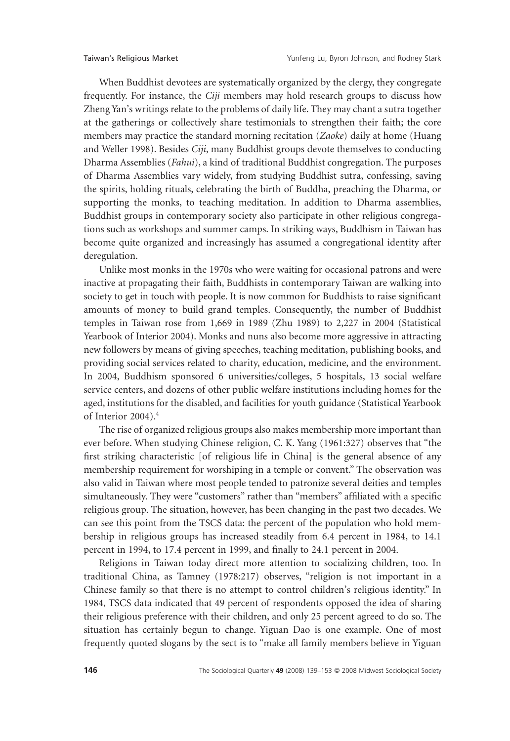When Buddhist devotees are systematically organized by the clergy, they congregate frequently. For instance, the *Ciji* members may hold research groups to discuss how Zheng Yan's writings relate to the problems of daily life. They may chant a sutra together at the gatherings or collectively share testimonials to strengthen their faith; the core members may practice the standard morning recitation (*Zaoke*) daily at home (Huang and Weller 1998). Besides *Ciji*, many Buddhist groups devote themselves to conducting Dharma Assemblies (*Fahui*), a kind of traditional Buddhist congregation. The purposes of Dharma Assemblies vary widely, from studying Buddhist sutra, confessing, saving the spirits, holding rituals, celebrating the birth of Buddha, preaching the Dharma, or supporting the monks, to teaching meditation. In addition to Dharma assemblies, Buddhist groups in contemporary society also participate in other religious congregations such as workshops and summer camps. In striking ways, Buddhism in Taiwan has become quite organized and increasingly has assumed a congregational identity after deregulation.

Unlike most monks in the 1970s who were waiting for occasional patrons and were inactive at propagating their faith, Buddhists in contemporary Taiwan are walking into society to get in touch with people. It is now common for Buddhists to raise significant amounts of money to build grand temples. Consequently, the number of Buddhist temples in Taiwan rose from 1,669 in 1989 (Zhu 1989) to 2,227 in 2004 (Statistical Yearbook of Interior 2004). Monks and nuns also become more aggressive in attracting new followers by means of giving speeches, teaching meditation, publishing books, and providing social services related to charity, education, medicine, and the environment. In 2004, Buddhism sponsored 6 universities/colleges, 5 hospitals, 13 social welfare service centers, and dozens of other public welfare institutions including homes for the aged, institutions for the disabled, and facilities for youth guidance (Statistical Yearbook of Interior 2004).[4]

The rise of organized religious groups also makes membership more important than ever before. When studying Chinese religion, C. K. Yang (1961:327) observes that "the first striking characteristic [of religious life in China] is the general absence of any membership requirement for worshiping in a temple or convent." The observation was also valid in Taiwan where most people tended to patronize several deities and temples simultaneously. They were "customers" rather than "members" affiliated with a specific religious group. The situation, however, has been changing in the past two decades. We can see this point from the TSCS data: the percent of the population who hold membership in religious groups has increased steadily from 6.4 percent in 1984, to 14.1 percent in 1994, to 17.4 percent in 1999, and finally to 24.1 percent in 2004.

Religions in Taiwan today direct more attention to socializing children, too. In traditional China, as Tamney (1978:217) observes, "religion is not important in a Chinese family so that there is no attempt to control children's religious identity." In 1984, TSCS data indicated that 49 percent of respondents opposed the idea of sharing their religious preference with their children, and only 25 percent agreed to do so. The situation has certainly begun to change. Yiguan Dao is one example. One of most frequently quoted slogans by the sect is to "make all family members believe in Yiguan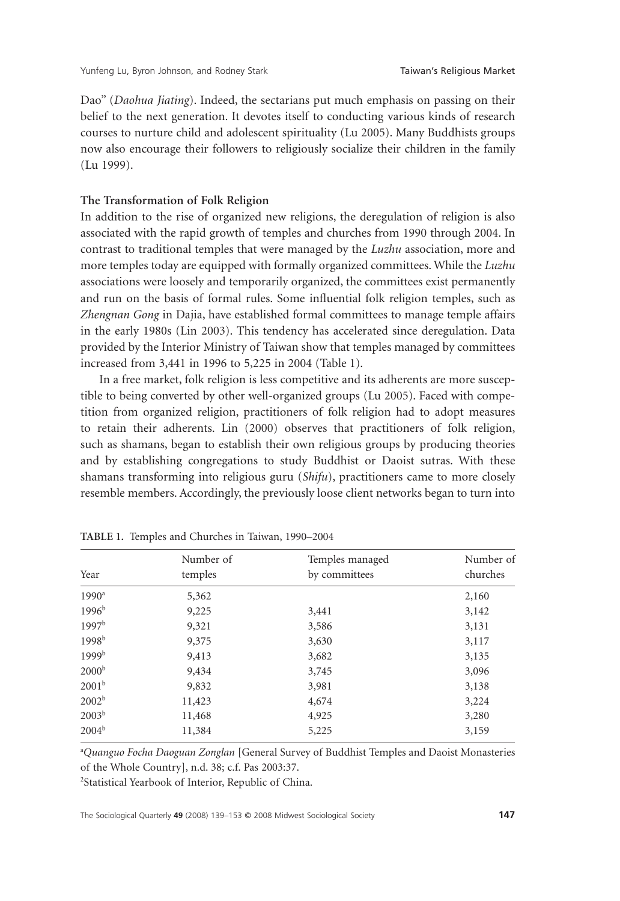Dao" (*Daohua Jiating*). Indeed, the sectarians put much emphasis on passing on their belief to the next generation. It devotes itself to conducting various kinds of research courses to nurture child and adolescent spirituality (Lu 2005). Many Buddhists groups now also encourage their followers to religiously socialize their children in the family (Lu 1999).

**The Transformation of Folk Religion**

In addition to the rise of organized new religions, the deregulation of religion is also associated with the rapid growth of temples and churches from 1990 through 2004. In contrast to traditional temples that were managed by the *Luzhu* association, more and more temples today are equipped with formally organized committees. While the *Luzhu* associations were loosely and temporarily organized, the committees exist permanently and run on the basis of formal rules. Some influential folk religion temples, such as *Zhengnan Gong* in Dajia, have established formal committees to manage temple affairs in the early 1980s (Lin 2003). This tendency has accelerated since deregulation. Data provided by the Interior Ministry of Taiwan show that temples managed by committees increased from 3,441 in 1996 to 5,225 in 2004 (Table 1).

In a free market, folk religion is less competitive and its adherents are more susceptible to being converted by other well-organized groups (Lu 2005). Faced with competition from organized religion, practitioners of folk religion had to adopt measures to retain their adherents. Lin (2000) observes that practitioners of folk religion, such as shamans, began to establish their own religious groups by producing theories and by establishing congregations to study Buddhist or Daoist sutras. With these shamans transforming into religious guru (*Shifu*), practitioners came to more closely resemble members. Accordingly, the previously loose client networks began to turn into

**TABLE 1.** Temples and Churches in Taiwan, 1990–2004

| Year | Number of temples | Temples managed by committees | Number of churches |
|---|---|---|---|
| 1990[a] | 5,362 | | 2,160 |
| 1996[b] | 9,225 | 3,441 | 3,142 |
| 1997[b] | 9,321 | 3,586 | 3,131 |
| 1998[b] | 9,375 | 3,630 | 3,117 |
| 1999[b] | 9,413 | 3,682 | 3,135 |
| 2000[b] | 9,434 | 3,745 | 3,096 |
| 2001[b] | 9,832 | 3,981 | 3,138 |
| 2002[b] | 11,423 | 4,674 | 3,224 |
| 2003[b] | 11,468 | 4,925 | 3,280 |
| 2004[b] | 11,384 | 5,225 | 3,159 |

[a]*Quanguo Focha Daoguan Zonglan* [General Survey of Buddhist Temples and Daoist Monasteries of the Whole Country], n.d. 38; c.f. Pas 2003:37.

[2]Statistical Yearbook of Interior, Republic of China.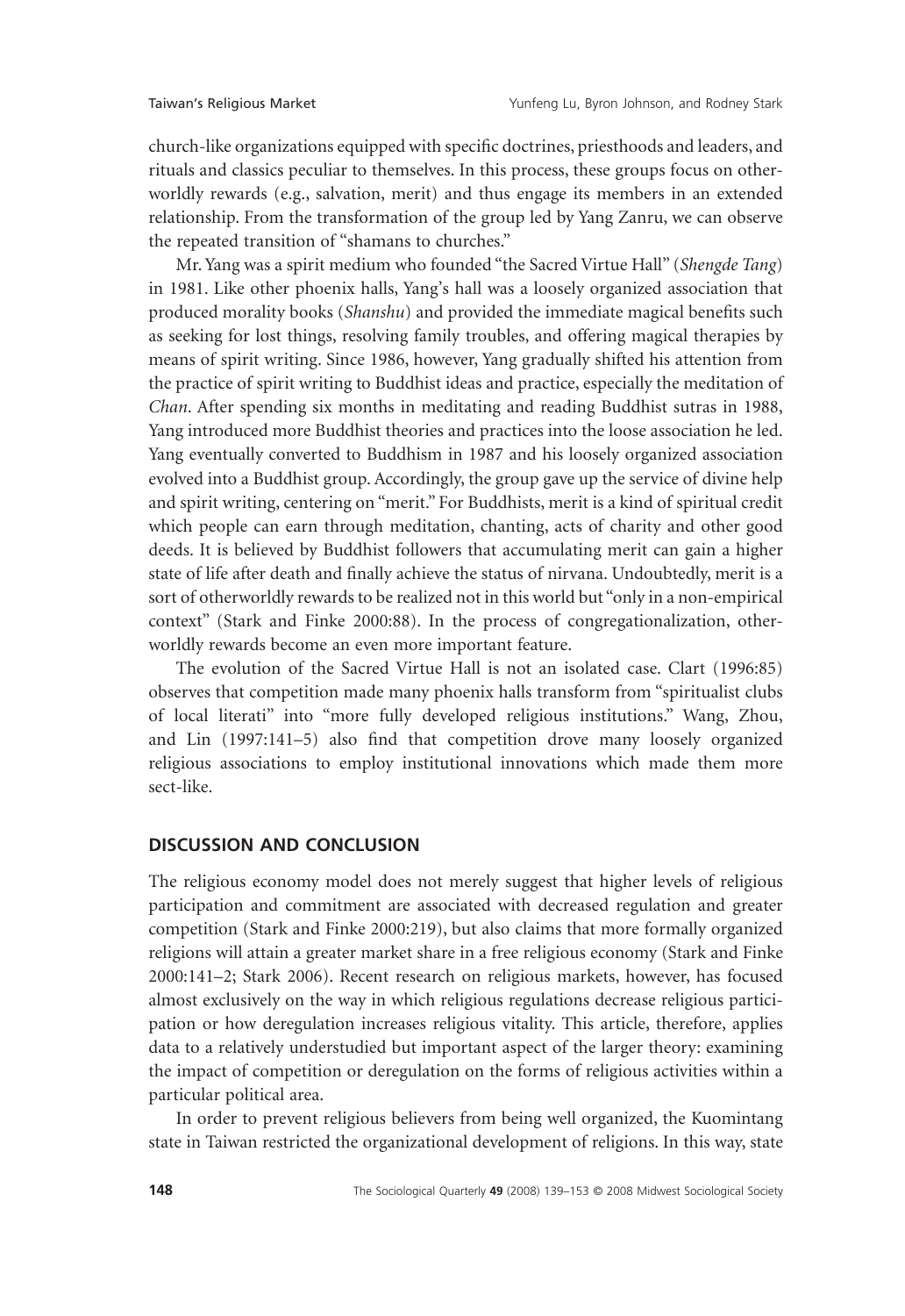church-like organizations equipped with specific doctrines, priesthoods and leaders, and rituals and classics peculiar to themselves. In this process, these groups focus on otherworldly rewards (e.g., salvation, merit) and thus engage its members in an extended relationship. From the transformation of the group led by Yang Zanru, we can observe the repeated transition of "shamans to churches."

Mr. Yang was a spirit medium who founded "the Sacred Virtue Hall" (*Shengde Tang*) in 1981. Like other phoenix halls, Yang's hall was a loosely organized association that produced morality books (*Shanshu*) and provided the immediate magical benefits such as seeking for lost things, resolving family troubles, and offering magical therapies by means of spirit writing. Since 1986, however, Yang gradually shifted his attention from the practice of spirit writing to Buddhist ideas and practice, especially the meditation of *Chan*. After spending six months in meditating and reading Buddhist sutras in 1988, Yang introduced more Buddhist theories and practices into the loose association he led. Yang eventually converted to Buddhism in 1987 and his loosely organized association evolved into a Buddhist group. Accordingly, the group gave up the service of divine help and spirit writing, centering on "merit." For Buddhists, merit is a kind of spiritual credit which people can earn through meditation, chanting, acts of charity and other good deeds. It is believed by Buddhist followers that accumulating merit can gain a higher state of life after death and finally achieve the status of nirvana. Undoubtedly, merit is a sort of otherworldly rewards to be realized not in this world but "only in a non-empirical context" (Stark and Finke 2000:88). In the process of congregationalization, otherworldly rewards become an even more important feature.

The evolution of the Sacred Virtue Hall is not an isolated case. Clart (1996:85) observes that competition made many phoenix halls transform from "spiritualist clubs of local literati" into "more fully developed religious institutions." Wang, Zhou, and Lin (1997:141–5) also find that competition drove many loosely organized religious associations to employ institutional innovations which made them more sect-like.

## DISCUSSION AND CONCLUSION

The religious economy model does not merely suggest that higher levels of religious participation and commitment are associated with decreased regulation and greater competition (Stark and Finke 2000:219), but also claims that more formally organized religions will attain a greater market share in a free religious economy (Stark and Finke 2000:141–2; Stark 2006). Recent research on religious markets, however, has focused almost exclusively on the way in which religious regulations decrease religious participation or how deregulation increases religious vitality. This article, therefore, applies data to a relatively understudied but important aspect of the larger theory: examining the impact of competition or deregulation on the forms of religious activities within a particular political area.

In order to prevent religious believers from being well organized, the Kuomintang state in Taiwan restricted the organizational development of religions. In this way, state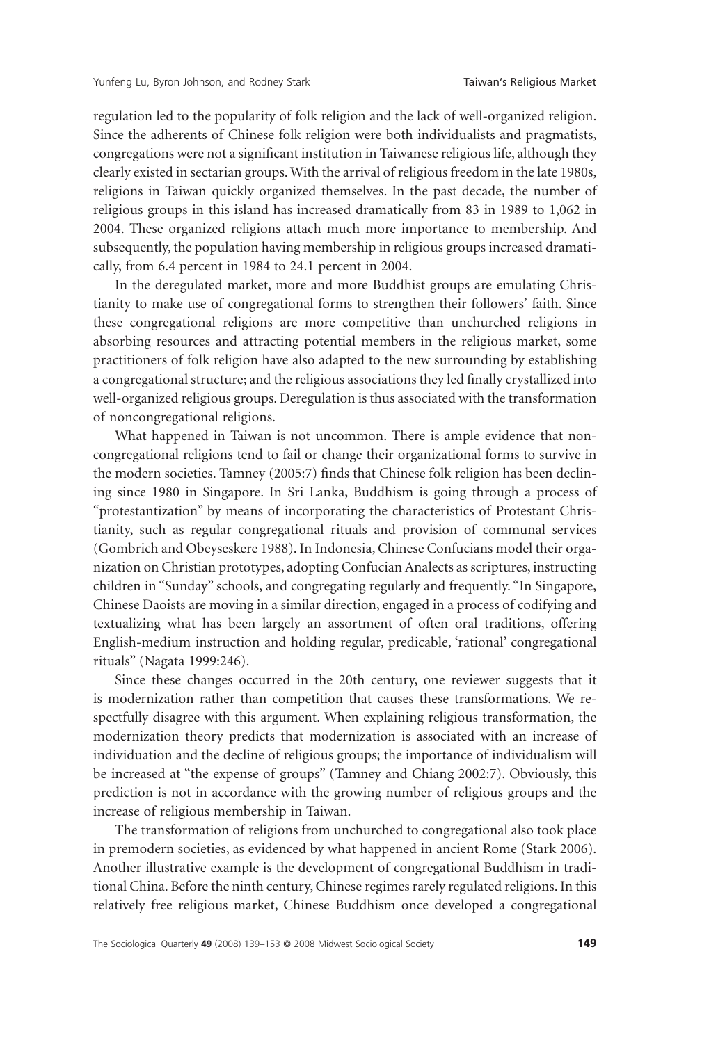regulation led to the popularity of folk religion and the lack of well-organized religion. Since the adherents of Chinese folk religion were both individualists and pragmatists, congregations were not a significant institution in Taiwanese religious life, although they clearly existed in sectarian groups. With the arrival of religious freedom in the late 1980s, religions in Taiwan quickly organized themselves. In the past decade, the number of religious groups in this island has increased dramatically from 83 in 1989 to 1,062 in 2004. These organized religions attach much more importance to membership. And subsequently, the population having membership in religious groups increased dramatically, from 6.4 percent in 1984 to 24.1 percent in 2004.

In the deregulated market, more and more Buddhist groups are emulating Christianity to make use of congregational forms to strengthen their followers' faith. Since these congregational religions are more competitive than unchurched religions in absorbing resources and attracting potential members in the religious market, some practitioners of folk religion have also adapted to the new surrounding by establishing a congregational structure; and the religious associations they led finally crystallized into well-organized religious groups. Deregulation is thus associated with the transformation of noncongregational religions.

What happened in Taiwan is not uncommon. There is ample evidence that noncongregational religions tend to fail or change their organizational forms to survive in the modern societies. Tamney (2005:7) finds that Chinese folk religion has been declining since 1980 in Singapore. In Sri Lanka, Buddhism is going through a process of "protestantization" by means of incorporating the characteristics of Protestant Christianity, such as regular congregational rituals and provision of communal services (Gombrich and Obeyseskere 1988). In Indonesia, Chinese Confucians model their organization on Christian prototypes, adopting Confucian Analects as scriptures, instructing children in "Sunday" schools, and congregating regularly and frequently. "In Singapore, Chinese Daoists are moving in a similar direction, engaged in a process of codifying and textualizing what has been largely an assortment of often oral traditions, offering English-medium instruction and holding regular, predicable, 'rational' congregational rituals" (Nagata 1999:246).

Since these changes occurred in the 20th century, one reviewer suggests that it is modernization rather than competition that causes these transformations. We respectfully disagree with this argument. When explaining religious transformation, the modernization theory predicts that modernization is associated with an increase of individuation and the decline of religious groups; the importance of individualism will be increased at "the expense of groups" (Tamney and Chiang 2002:7). Obviously, this prediction is not in accordance with the growing number of religious groups and the increase of religious membership in Taiwan.

The transformation of religions from unchurched to congregational also took place in premodern societies, as evidenced by what happened in ancient Rome (Stark 2006). Another illustrative example is the development of congregational Buddhism in traditional China. Before the ninth century, Chinese regimes rarely regulated religions. In this relatively free religious market, Chinese Buddhism once developed a congregational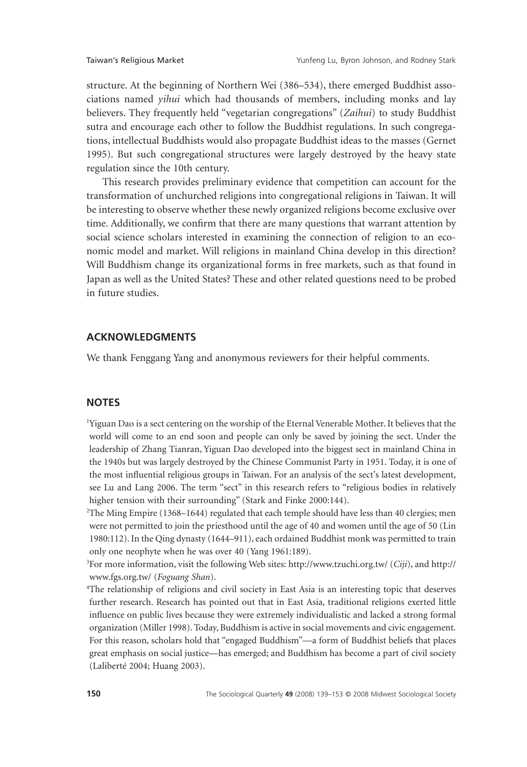structure. At the beginning of Northern Wei (386–534), there emerged Buddhist associations named *yihui* which had thousands of members, including monks and lay believers. They frequently held "vegetarian congregations" (*Zaihui*) to study Buddhist sutra and encourage each other to follow the Buddhist regulations. In such congregations, intellectual Buddhists would also propagate Buddhist ideas to the masses (Gernet 1995). But such congregational structures were largely destroyed by the heavy state regulation since the 10th century.

This research provides preliminary evidence that competition can account for the transformation of unchurched religions into congregational religions in Taiwan. It will be interesting to observe whether these newly organized religions become exclusive over time. Additionally, we confirm that there are many questions that warrant attention by social science scholars interested in examining the connection of religion to an economic model and market. Will religions in mainland China develop in this direction? Will Buddhism change its organizational forms in free markets, such as that found in Japan as well as the United States? These and other related questions need to be probed in future studies.

## ACKNOWLEDGMENTS

We thank Fenggang Yang and anonymous reviewers for their helpful comments.

## NOTES

[1]Yiguan Dao is a sect centering on the worship of the Eternal Venerable Mother. It believes that the world will come to an end soon and people can only be saved by joining the sect. Under the leadership of Zhang Tianran, Yiguan Dao developed into the biggest sect in mainland China in the 1940s but was largely destroyed by the Chinese Communist Party in 1951. Today, it is one of the most influential religious groups in Taiwan. For an analysis of the sect's latest development, see Lu and Lang 2006. The term "sect" in this research refers to "religious bodies in relatively higher tension with their surrounding" (Stark and Finke 2000:144).

[2]The Ming Empire (1368–1644) regulated that each temple should have less than 40 clergies; men were not permitted to join the priesthood until the age of 40 and women until the age of 50 (Lin 1980:112). In the Qing dynasty (1644–911), each ordained Buddhist monk was permitted to train only one neophyte when he was over 40 (Yang 1961:189).

[3]For more information, visit the following Web sites: http://www.tzuchi.org.tw/ (*Ciji*), and http://www.fgs.org.tw/ (*Foguang Shan*).

[4]The relationship of religions and civil society in East Asia is an interesting topic that deserves further research. Research has pointed out that in East Asia, traditional religions exerted little influence on public lives because they were extremely individualistic and lacked a strong formal organization (Miller 1998). Today, Buddhism is active in social movements and civic engagement. For this reason, scholars hold that "engaged Buddhism"—a form of Buddhist beliefs that places great emphasis on social justice—has emerged; and Buddhism has become a part of civil society (Laliberté 2004; Huang 2003).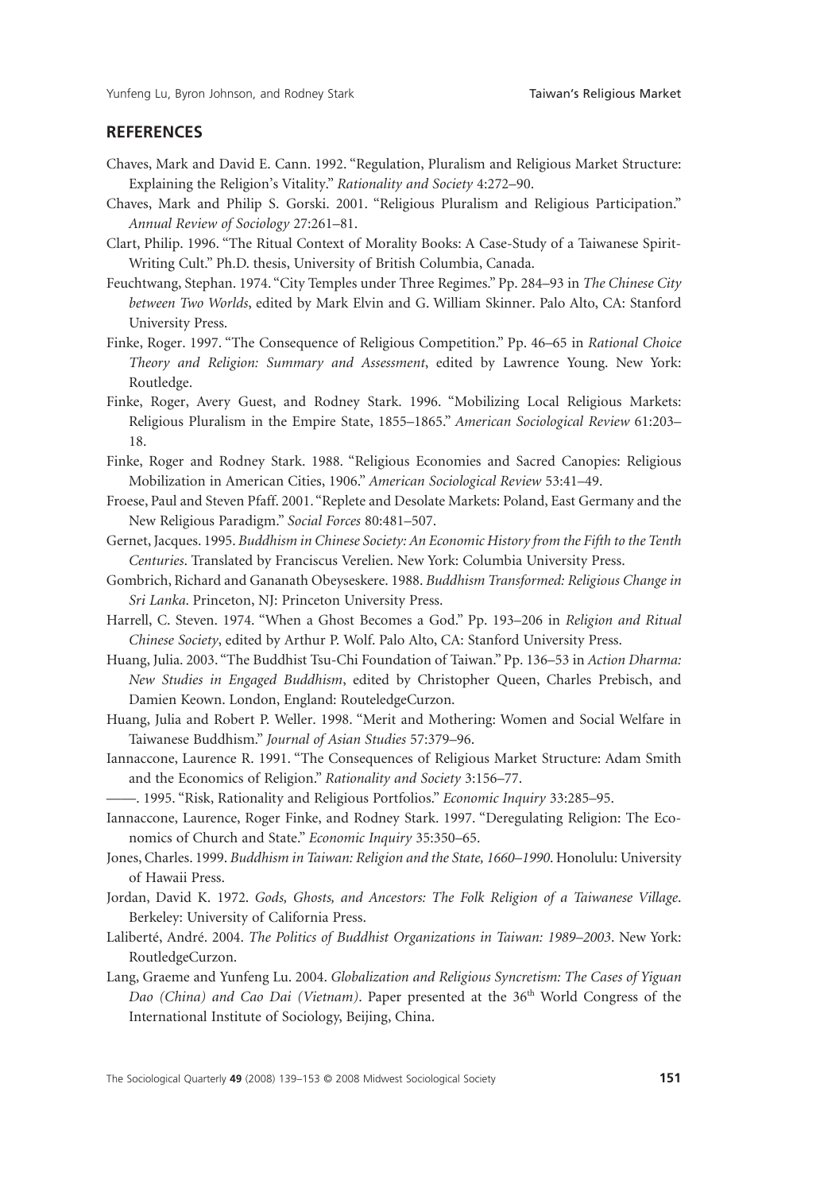## REFERENCES

Chaves, Mark and David E. Cann. 1992. "Regulation, Pluralism and Religious Market Structure: Explaining the Religion's Vitality." *Rationality and Society* 4:272–90.

Chaves, Mark and Philip S. Gorski. 2001. "Religious Pluralism and Religious Participation." *Annual Review of Sociology* 27:261–81.

Clart, Philip. 1996. "The Ritual Context of Morality Books: A Case-Study of a Taiwanese Spirit-Writing Cult." Ph.D. thesis, University of British Columbia, Canada.

Feuchtwang, Stephan. 1974. "City Temples under Three Regimes." Pp. 284–93 in *The Chinese City between Two Worlds*, edited by Mark Elvin and G. William Skinner. Palo Alto, CA: Stanford University Press.

Finke, Roger. 1997. "The Consequence of Religious Competition." Pp. 46–65 in *Rational Choice Theory and Religion: Summary and Assessment*, edited by Lawrence Young. New York: Routledge.

Finke, Roger, Avery Guest, and Rodney Stark. 1996. "Mobilizing Local Religious Markets: Religious Pluralism in the Empire State, 1855–1865." *American Sociological Review* 61:203–18.

Finke, Roger and Rodney Stark. 1988. "Religious Economies and Sacred Canopies: Religious Mobilization in American Cities, 1906." *American Sociological Review* 53:41–49.

Froese, Paul and Steven Pfaff. 2001. "Replete and Desolate Markets: Poland, East Germany and the New Religious Paradigm." *Social Forces* 80:481–507.

Gernet, Jacques. 1995. *Buddhism in Chinese Society: An Economic History from the Fifth to the Tenth Centuries*. Translated by Franciscus Verelien. New York: Columbia University Press.

Gombrich, Richard and Gananath Obeyseskere. 1988. *Buddhism Transformed: Religious Change in Sri Lanka*. Princeton, NJ: Princeton University Press.

Harrell, C. Steven. 1974. "When a Ghost Becomes a God." Pp. 193–206 in *Religion and Ritual Chinese Society*, edited by Arthur P. Wolf. Palo Alto, CA: Stanford University Press.

Huang, Julia. 2003. "The Buddhist Tsu-Chi Foundation of Taiwan." Pp. 136–53 in *Action Dharma: New Studies in Engaged Buddhism*, edited by Christopher Queen, Charles Prebisch, and Damien Keown. London, England: RouteledgeCurzon.

Huang, Julia and Robert P. Weller. 1998. "Merit and Mothering: Women and Social Welfare in Taiwanese Buddhism." *Journal of Asian Studies* 57:379–96.

Iannaccone, Laurence R. 1991. "The Consequences of Religious Market Structure: Adam Smith and the Economics of Religion." *Rationality and Society* 3:156–77.

——. 1995. "Risk, Rationality and Religious Portfolios." *Economic Inquiry* 33:285–95.

Iannaccone, Laurence, Roger Finke, and Rodney Stark. 1997. "Deregulating Religion: The Economics of Church and State." *Economic Inquiry* 35:350–65.

Jones, Charles. 1999. *Buddhism in Taiwan: Religion and the State, 1660–1990*. Honolulu: University of Hawaii Press.

Jordan, David K. 1972. *Gods, Ghosts, and Ancestors: The Folk Religion of a Taiwanese Village*. Berkeley: University of California Press.

Laliberté, André. 2004. *The Politics of Buddhist Organizations in Taiwan: 1989–2003*. New York: RoutledgeCurzon.

Lang, Graeme and Yunfeng Lu. 2004. *Globalization and Religious Syncretism: The Cases of Yiguan Dao (China) and Cao Dai (Vietnam)*. Paper presented at the 36th World Congress of the International Institute of Sociology, Beijing, China.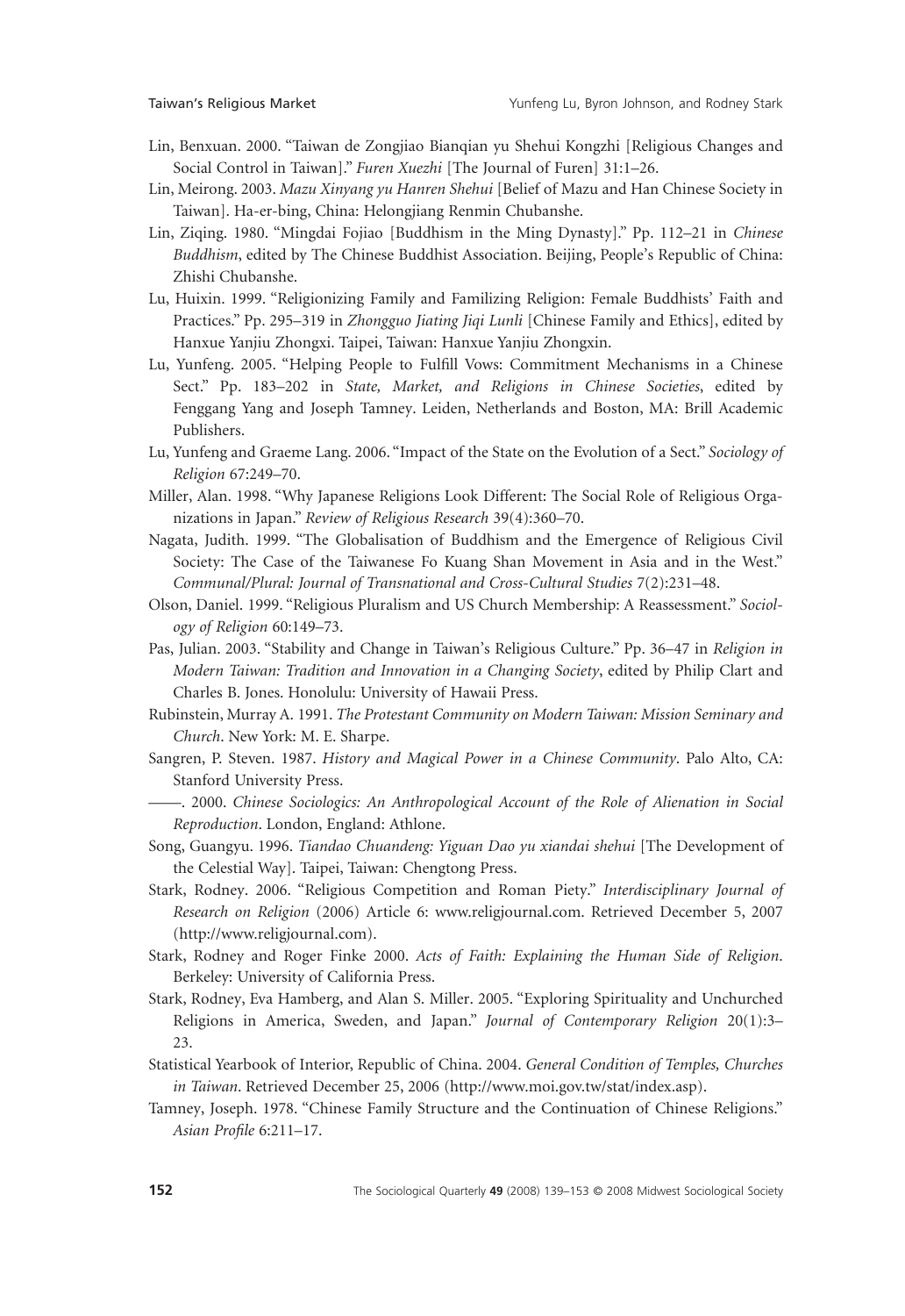Lin, Benxuan. 2000. "Taiwan de Zongjiao Bianqian yu Shehui Kongzhi [Religious Changes and Social Control in Taiwan]." *Furen Xuezhi* [The Journal of Furen] 31:1–26.

Lin, Meirong. 2003. *Mazu Xinyang yu Hanren Shehui* [Belief of Mazu and Han Chinese Society in Taiwan]. Ha-er-bing, China: Helongjiang Renmin Chubanshe.

Lin, Ziqing. 1980. "Mingdai Fojiao [Buddhism in the Ming Dynasty]." Pp. 112–21 in *Chinese Buddhism*, edited by The Chinese Buddhist Association. Beijing, People's Republic of China: Zhishi Chubanshe.

Lu, Huixin. 1999. "Religionizing Family and Familizing Religion: Female Buddhists' Faith and Practices." Pp. 295–319 in *Zhongguo Jiating Jiqi Lunli* [Chinese Family and Ethics], edited by Hanxue Yanjiu Zhongxi. Taipei, Taiwan: Hanxue Yanjiu Zhongxin.

Lu, Yunfeng. 2005. "Helping People to Fulfill Vows: Commitment Mechanisms in a Chinese Sect." Pp. 183–202 in *State, Market, and Religions in Chinese Societies*, edited by Fenggang Yang and Joseph Tamney. Leiden, Netherlands and Boston, MA: Brill Academic Publishers.

Lu, Yunfeng and Graeme Lang. 2006. "Impact of the State on the Evolution of a Sect." *Sociology of Religion* 67:249–70.

Miller, Alan. 1998. "Why Japanese Religions Look Different: The Social Role of Religious Organizations in Japan." *Review of Religious Research* 39(4):360–70.

Nagata, Judith. 1999. "The Globalisation of Buddhism and the Emergence of Religious Civil Society: The Case of the Taiwanese Fo Kuang Shan Movement in Asia and in the West." *Communal/Plural: Journal of Transnational and Cross-Cultural Studies* 7(2):231–48.

Olson, Daniel. 1999. "Religious Pluralism and US Church Membership: A Reassessment." *Sociology of Religion* 60:149–73.

Pas, Julian. 2003. "Stability and Change in Taiwan's Religious Culture." Pp. 36–47 in *Religion in Modern Taiwan: Tradition and Innovation in a Changing Society*, edited by Philip Clart and Charles B. Jones. Honolulu: University of Hawaii Press.

Rubinstein, Murray A. 1991. *The Protestant Community on Modern Taiwan: Mission Seminary and Church*. New York: M. E. Sharpe.

Sangren, P. Steven. 1987. *History and Magical Power in a Chinese Community*. Palo Alto, CA: Stanford University Press.

——. 2000. *Chinese Sociologics: An Anthropological Account of the Role of Alienation in Social Reproduction*. London, England: Athlone.

Song, Guangyu. 1996. *Tiandao Chuandeng: Yiguan Dao yu xiandai shehui* [The Development of the Celestial Way]. Taipei, Taiwan: Chengtong Press.

Stark, Rodney. 2006. "Religious Competition and Roman Piety." *Interdisciplinary Journal of Research on Religion* (2006) Article 6: www.religjournal.com. Retrieved December 5, 2007 (http://www.religjournal.com).

Stark, Rodney and Roger Finke 2000. *Acts of Faith: Explaining the Human Side of Religion*. Berkeley: University of California Press.

Stark, Rodney, Eva Hamberg, and Alan S. Miller. 2005. "Exploring Spirituality and Unchurched Religions in America, Sweden, and Japan." *Journal of Contemporary Religion* 20(1):3–23.

Statistical Yearbook of Interior, Republic of China. 2004. *General Condition of Temples, Churches in Taiwan*. Retrieved December 25, 2006 (http://www.moi.gov.tw/stat/index.asp).

Tamney, Joseph. 1978. "Chinese Family Structure and the Continuation of Chinese Religions." *Asian Profile* 6:211–17.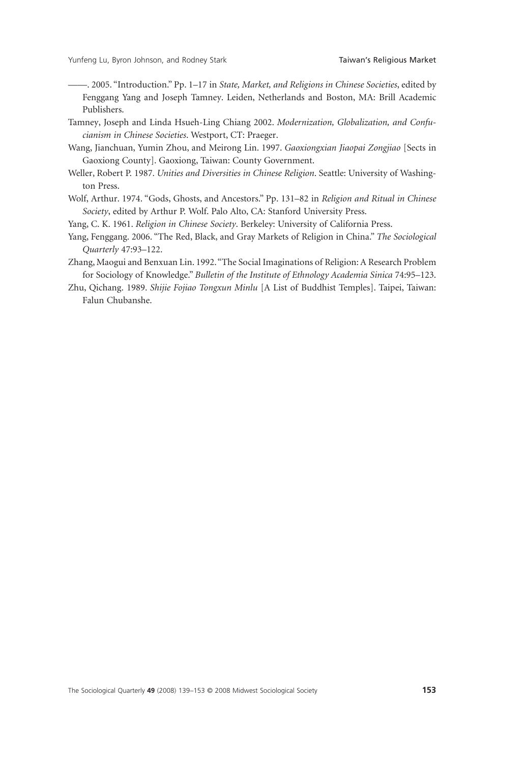——. 2005. "Introduction." Pp. 1–17 in *State, Market, and Religions in Chinese Societies*, edited by Fenggang Yang and Joseph Tamney. Leiden, Netherlands and Boston, MA: Brill Academic Publishers.

Tamney, Joseph and Linda Hsueh-Ling Chiang 2002. *Modernization, Globalization, and Confucianism in Chinese Societies*. Westport, CT: Praeger.

Wang, Jianchuan, Yumin Zhou, and Meirong Lin. 1997. *Gaoxiongxian Jiaopai Zongjiao* [Sects in Gaoxiong County]. Gaoxiong, Taiwan: County Government.

Weller, Robert P. 1987. *Unities and Diversities in Chinese Religion*. Seattle: University of Washington Press.

Wolf, Arthur. 1974. "Gods, Ghosts, and Ancestors." Pp. 131–82 in *Religion and Ritual in Chinese Society*, edited by Arthur P. Wolf. Palo Alto, CA: Stanford University Press.

Yang, C. K. 1961. *Religion in Chinese Society*. Berkeley: University of California Press.

Yang, Fenggang. 2006. "The Red, Black, and Gray Markets of Religion in China." *The Sociological Quarterly* 47:93–122.

Zhang, Maogui and Benxuan Lin. 1992. "The Social Imaginations of Religion: A Research Problem for Sociology of Knowledge." *Bulletin of the Institute of Ethnology Academia Sinica* 74:95–123.

Zhu, Qichang. 1989. *Shijie Fojiao Tongxun Minlu* [A List of Buddhist Temples]. Taipei, Taiwan: Falun Chubanshe.